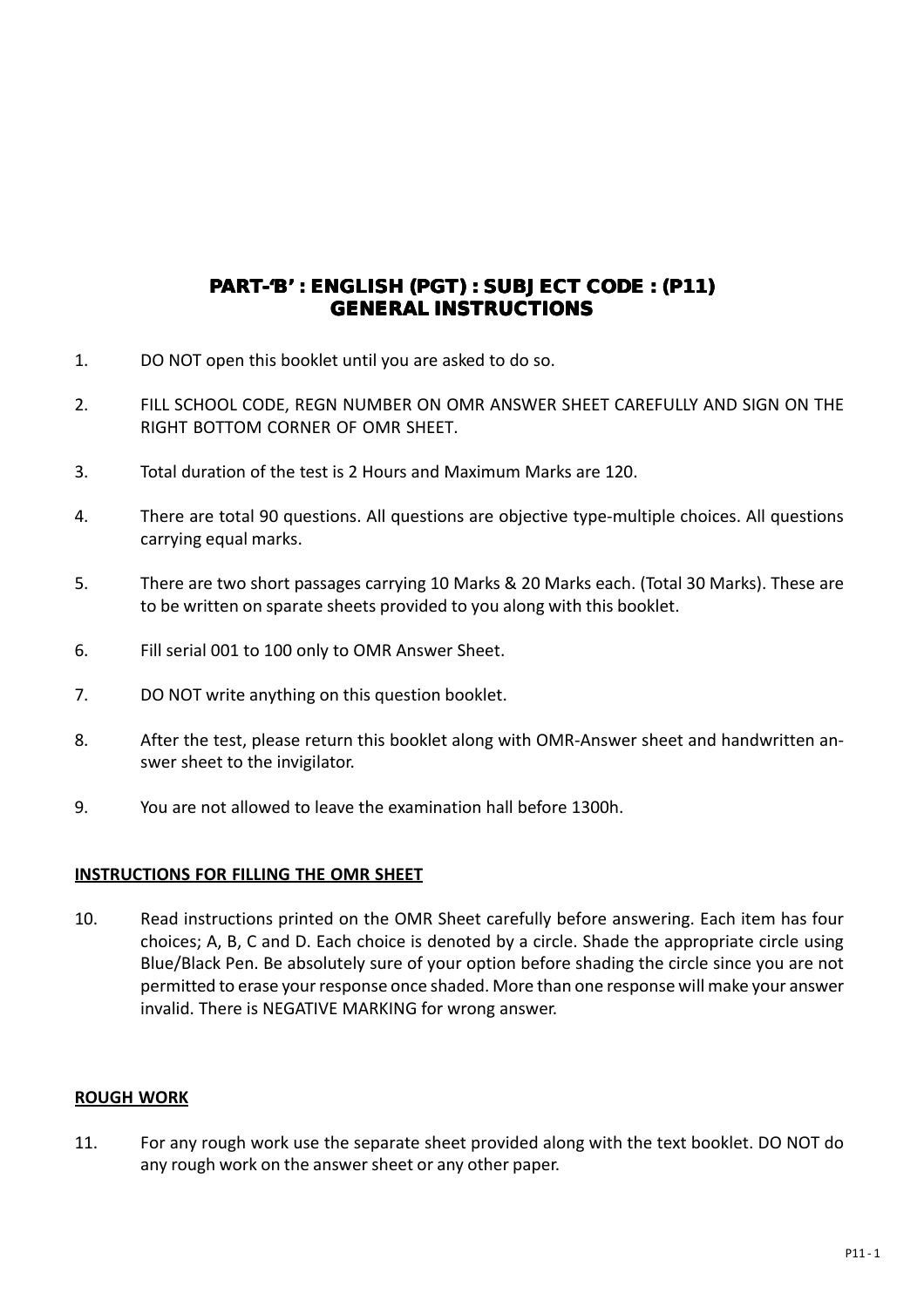# PART-'B' : ENGLISH (PGT) : SUBJECT CODE : (P11)
# GENERAL INSTRUCTIONS

1. DO NOT open this booklet until you are asked to do so.

2. FILL SCHOOL CODE, REGN NUMBER ON OMR ANSWER SHEET CAREFULLY AND SIGN ON THE RIGHT BOTTOM CORNER OF OMR SHEET.

3. Total duration of the test is 2 Hours and Maximum Marks are 120.

4. There are total 90 questions. All questions are objective type-multiple choices. All questions carrying equal marks.

5. There are two short passages carrying 10 Marks & 20 Marks each. (Total 30 Marks). These are to be written on sparate sheets provided to you along with this booklet.

6. Fill serial 001 to 100 only to OMR Answer Sheet.

7. DO NOT write anything on this question booklet.

8. After the test, please return this booklet along with OMR-Answer sheet and handwritten answer sheet to the invigilator.

9. You are not allowed to leave the examination hall before 1300h.

**INSTRUCTIONS FOR FILLING THE OMR SHEET**

10. Read instructions printed on the OMR Sheet carefully before answering. Each item has four choices; A, B, C and D. Each choice is denoted by a circle. Shade the appropriate circle using Blue/Black Pen. Be absolutely sure of your option before shading the circle since you are not permitted to erase your response once shaded. More than one response will make your answer invalid. There is NEGATIVE MARKING for wrong answer.

**ROUGH WORK**

11. For any rough work use the separate sheet provided along with the text booklet. DO NOT do any rough work on the answer sheet or any other paper.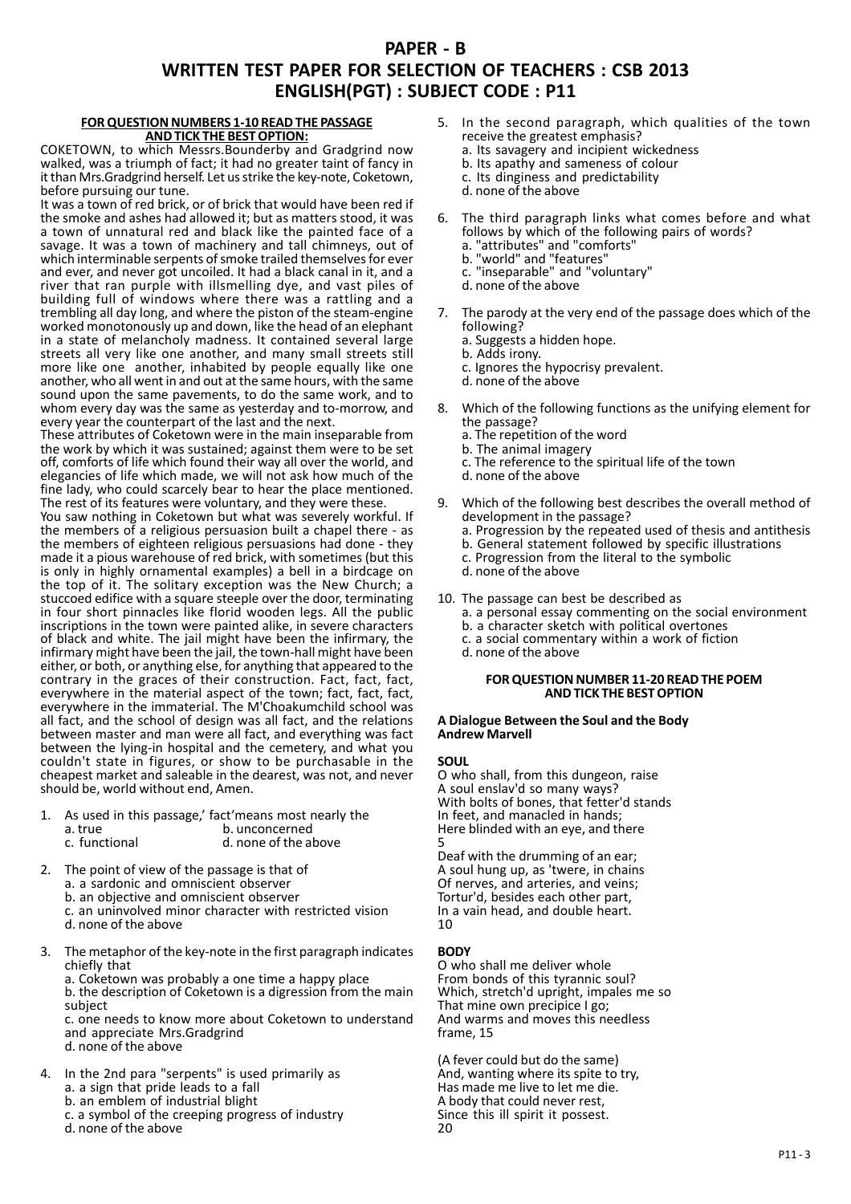# PAPER - B

# WRITTEN TEST PAPER FOR SELECTION OF TEACHERS : CSB 2013

# ENGLISH(PGT) : SUBJECT CODE : P11

**FOR QUESTION NUMBERS 1-10 READ THE PASSAGE AND TICK THE BEST OPTION:**

COKETOWN, to which Messrs.Bounderby and Gradgrind now walked, was a triumph of fact; it had no greater taint of fancy in it than Mrs.Gradgrind herself. Let us strike the key-note, Coketown, before pursuing our tune.

It was a town of red brick, or of brick that would have been red if the smoke and ashes had allowed it; but as matters stood, it was a town of unnatural red and black like the painted face of a savage. It was a town of machinery and tall chimneys, out of which interminable serpents of smoke trailed themselves for ever and ever, and never got uncoiled. It had a black canal in it, and a river that ran purple with illsmelling dye, and vast piles of building full of windows where there was a rattling and a trembling all day long, and where the piston of the steam-engine worked monotonously up and down, like the head of an elephant in a state of melancholy madness. It contained several large streets all very like one another, and many small streets still more like one another, inhabited by people equally like one another, who all went in and out at the same hours, with the same sound upon the same pavements, to do the same work, and to whom every day was the same as yesterday and to-morrow, and every year the counterpart of the last and the next.

These attributes of Coketown were in the main inseparable from the work by which it was sustained; against them were to be set off, comforts of life which found their way all over the world, and elegancies of life which made, we will not ask how much of the fine lady, who could scarcely bear to hear the place mentioned. The rest of its features were voluntary, and they were these.

You saw nothing in Coketown but what was severely workful. If the members of a religious persuasion built a chapel there - as the members of eighteen religious persuasions had done - they made it a pious warehouse of red brick, with sometimes (but this is only in highly ornamental examples) a bell in a birdcage on the top of it. The solitary exception was the New Church; a stuccoed edifice with a square steeple over the door, terminating in four short pinnacles like florid wooden legs. All the public inscriptions in the town were painted alike, in severe characters of black and white. The jail might have been the infirmary, the infirmary might have been the jail, the town-hall might have been either, or both, or anything else, for anything that appeared to the contrary in the graces of their construction. Fact, fact, fact, everywhere in the material aspect of the town; fact, fact, fact, everywhere in the immaterial. The M'Choakumchild school was all fact, and the school of design was all fact, and the relations between master and man were all fact, and everything was fact between the lying-in hospital and the cemetery, and what you couldn't state in figures, or show to be purchasable in the cheapest market and saleable in the dearest, was not, and never should be, world without end, Amen.

1. As used in this passage,' fact'means most nearly the
   a. true  b. unconcerned
   c. functional  d. none of the above

2. The point of view of the passage is that of
   a. a sardonic and omniscient observer
   b. an objective and omniscient observer
   c. an uninvolved minor character with restricted vision
   d. none of the above

3. The metaphor of the key-note in the first paragraph indicates chiefly that
   a. Coketown was probably a one time a happy place
   b. the description of Coketown is a digression from the main subject
   c. one needs to know more about Coketown to understand and appreciate Mrs.Gradgrind
   d. none of the above

4. In the 2nd para "serpents" is used primarily as
   a. a sign that pride leads to a fall
   b. an emblem of industrial blight
   c. a symbol of the creeping progress of industry
   d. none of the above

5. In the second paragraph, which qualities of the town receive the greatest emphasis?
   a. Its savagery and incipient wickedness
   b. Its apathy and sameness of colour
   c. Its dinginess and predictability
   d. none of the above

6. The third paragraph links what comes before and what follows by which of the following pairs of words?
   a. "attributes" and "comforts"
   b. "world" and "features"
   c. "inseparable" and "voluntary"
   d. none of the above

7. The parody at the very end of the passage does which of the following?
   a. Suggests a hidden hope.
   b. Adds irony.
   c. Ignores the hypocrisy prevalent.
   d. none of the above

8. Which of the following functions as the unifying element for the passage?
   a. The repetition of the word
   b. The animal imagery
   c. The reference to the spiritual life of the town
   d. none of the above

9. Which of the following best describes the overall method of development in the passage?
   a. Progression by the repeated used of thesis and antithesis
   b. General statement followed by specific illustrations
   c. Progression from the literal to the symbolic
   d. none of the above

10. The passage can best be described as
    a. a personal essay commenting on the social environment
    b. a character sketch with political overtones
    c. a social commentary within a work of fiction
    d. none of the above

**FOR QUESTION NUMBER 11-20 READ THE POEM AND TICK THE BEST OPTION**

**A Dialogue Between the Soul and the Body**
**Andrew Marvell**

**SOUL**

O who shall, from this dungeon, raise
A soul enslav'd so many ways?
With bolts of bones, that fetter'd stands
In feet, and manacled in hands;
Here blinded with an eye, and there
5
Deaf with the drumming of an ear;
A soul hung up, as 'twere, in chains
Of nerves, and arteries, and veins;
Tortur'd, besides each other part,
In a vain head, and double heart.
10

**BODY**

O who shall me deliver whole
From bonds of this tyrannic soul?
Which, stretch'd upright, impales me so
That mine own precipice I go;
And warms and moves this needless frame, 15

(A fever could but do the same)
And, wanting where its spite to try,
Has made me live to let me die.
A body that could never rest,
Since this ill spirit it possest.
20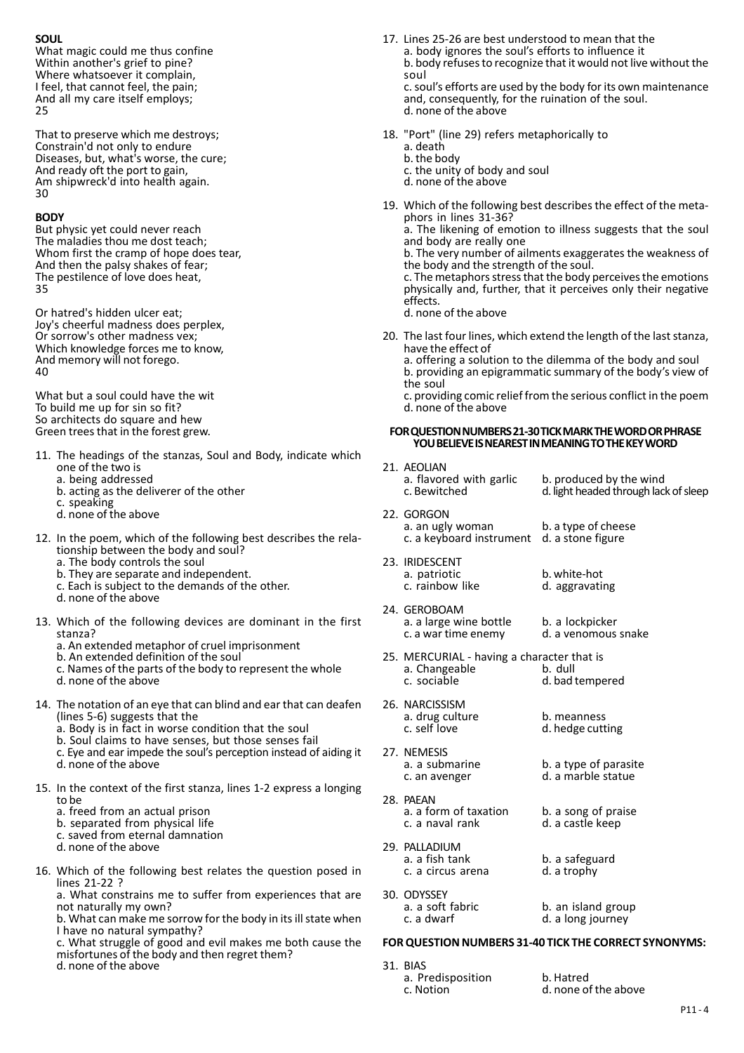**SOUL**

What magic could me thus confine
Within another's grief to pine?
Where whatsoever it complain,
I feel, that cannot feel, the pain;
And all my care itself employs;
25

That to preserve which me destroys;
Constrain'd not only to endure
Diseases, but, what's worse, the cure;
And ready oft the port to gain,
Am shipwreck'd into health again.
30

**BODY**

But physic yet could never reach
The maladies thou me dost teach;
Whom first the cramp of hope does tear,
And then the palsy shakes of fear;
The pestilence of love does heat,
35

Or hatred's hidden ulcer eat;
Joy's cheerful madness does perplex,
Or sorrow's other madness vex;
Which knowledge forces me to know,
And memory will not forego.
40

What but a soul could have the wit
To build me up for sin so fit?
So architects do square and hew
Green trees that in the forest grew.

11. The headings of the stanzas, Soul and Body, indicate which one of the two is
 a. being addressed
 b. acting as the deliverer of the other
 c. speaking
 d. none of the above

12. In the poem, which of the following best describes the relationship between the body and soul?
 a. The body controls the soul
 b. They are separate and independent.
 c. Each is subject to the demands of the other.
 d. none of the above

13. Which of the following devices are dominant in the first stanza?
 a. An extended metaphor of cruel imprisonment
 b. An extended definition of the soul
 c. Names of the parts of the body to represent the whole
 d. none of the above

14. The notation of an eye that can blind and ear that can deafen (lines 5-6) suggests that the
 a. Body is in fact in worse condition that the soul
 b. Soul claims to have senses, but those senses fail
 c. Eye and ear impede the soul's perception instead of aiding it
 d. none of the above

15. In the context of the first stanza, lines 1-2 express a longing to be
 a. freed from an actual prison
 b. separated from physical life
 c. saved from eternal damnation
 d. none of the above

16. Which of the following best relates the question posed in lines 21-22 ?
 a. What constrains me to suffer from experiences that are not naturally my own?
 b. What can make me sorrow for the body in its ill state when I have no natural sympathy?
 c. What struggle of good and evil makes me both cause the misfortunes of the body and then regret them?
 d. none of the above

17. Lines 25-26 are best understood to mean that the
 a. body ignores the soul's efforts to influence it
 b. body refuses to recognize that it would not live without the soul
 c. soul's efforts are used by the body for its own maintenance and, consequently, for the ruination of the soul.
 d. none of the above

18. "Port" (line 29) refers metaphorically to
 a. death
 b. the body
 c. the unity of body and soul
 d. none of the above

19. Which of the following best describes the effect of the metaphors in lines 31-36?
 a. The likening of emotion to illness suggests that the soul and body are really one
 b. The very number of ailments exaggerates the weakness of the body and the strength of the soul.
 c. The metaphors stress that the body perceives the emotions physically and, further, that it perceives only their negative effects.
 d. none of the above

20. The last four lines, which extend the length of the last stanza, have the effect of
 a. offering a solution to the dilemma of the body and soul
 b. providing an epigrammatic summary of the body's view of the soul
 c. providing comic relief from the serious conflict in the poem
 d. none of the above

**FOR QUESTION NUMBERS 21-30 TICK MARK THE WORD OR PHRASE YOU BELIEVE IS NEAREST IN MEANING TO THE KEY WORD**

21. AEOLIAN
 a. flavored with garlic  b. produced by the wind
 c. Bewitched  d. light headed through lack of sleep

22. GORGON
 a. an ugly woman  b. a type of cheese
 c. a keyboard instrument  d. a stone figure

23. IRIDESCENT
 a. patriotic  b. white-hot
 c. rainbow like  d. aggravating

24. GEROBOAM
 a. a large wine bottle  b. a lockpicker
 c. a war time enemy  d. a venomous snake

25. MERCURIAL - having a character that is
 a. Changeable  b. dull
 c. sociable  d. bad tempered

26. NARCISSISM
 a. drug culture  b. meanness
 c. self love  d. hedge cutting

27. NEMESIS
 a. a submarine  b. a type of parasite
 c. an avenger  d. a marble statue

28. PAEAN
 a. a form of taxation  b. a song of praise
 c. a naval rank  d. a castle keep

29. PALLADIUM
 a. a fish tank  b. a safeguard
 c. a circus arena  d. a trophy

30. ODYSSEY
 a. a soft fabric  b. an island group
 c. a dwarf  d. a long journey

**FOR QUESTION NUMBERS 31-40 TICK THE CORRECT SYNONYMS:**

31. BIAS
 a. Predisposition  b. Hatred
 c. Notion  d. none of the above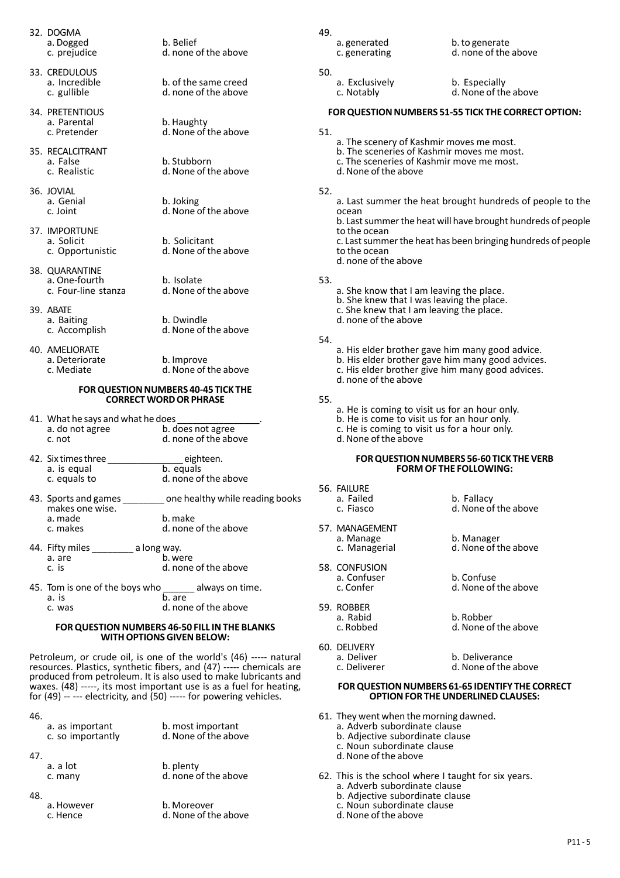32. DOGMA
    a. Dogged  b. Belief
    c. prejudice  d. none of the above

33. CREDULOUS
    a. Incredible  b. of the same creed
    c. gullible  d. none of the above

34. PRETENTIOUS
    a. Parental  b. Haughty
    c. Pretender  d. None of the above

35. RECALCITRANT
    a. False  b. Stubborn
    c. Realistic  d. None of the above

36. JOVIAL
    a. Genial  b. Joking
    c. Joint  d. None of the above

37. IMPORTUNE
    a. Solicit  b. Solicitant
    c. Opportunistic  d. None of the above

38. QUARANTINE
    a. One-fourth  b. Isolate
    c. Four-line stanza  d. None of the above

39. ABATE
    a. Baiting  b. Dwindle
    c. Accomplish  d. None of the above

40. AMELIORATE
    a. Deteriorate  b. Improve
    c. Mediate  d. None of the above

**FOR QUESTION NUMBERS 40-45 TICK THE CORRECT WORD OR PHRASE**

41. What he says and what he does ________________.
    a. do not agree  b. does not agree
    c. not  d. none of the above

42. Six times three _______________ eighteen.
    a. is equal  b. equals
    c. equals to  d. none of the above

43. Sports and games ________ one healthy while reading books makes one wise.
    a. made  b. make
    c. makes  d. none of the above

44. Fifty miles ________ a long way.
    a. are  b. were
    c. is  d. none of the above

45. Tom is one of the boys who ______ always on time.
    a. is  b. are
    c. was  d. none of the above

**FOR QUESTION NUMBERS 46-50 FILL IN THE BLANKS WITH OPTIONS GIVEN BELOW:**

Petroleum, or crude oil, is one of the world's (46) ----- natural resources. Plastics, synthetic fibers, and (47) ----- chemicals are produced from petroleum. It is also used to make lubricants and waxes. (48) -----, its most important use is as a fuel for heating, for (49) -- --- electricity, and (50) ----- for powering vehicles.

46.
    a. as important  b. most important
    c. so importantly  d. None of the above

47.
    a. a lot  b. plenty
    c. many  d. none of the above

48.
    a. However  b. Moreover
    c. Hence  d. None of the above

49.
    a. generated  b. to generate
    c. generating  d. none of the above

50.
    a. Exclusively  b. Especially
    c. Notably  d. None of the above

**FOR QUESTION NUMBERS 51-55 TICK THE CORRECT OPTION:**

51.
    a. The scenery of Kashmir moves me most.
    b. The sceneries of Kashmir moves me most.
    c. The sceneries of Kashmir move me most.
    d. None of the above

52.
    a. Last summer the heat brought hundreds of people to the ocean
    b. Last summer the heat will have brought hundreds of people to the ocean
    c. Last summer the heat has been bringing hundreds of people to the ocean
    d. none of the above

53.
    a. She know that I am leaving the place.
    b. She knew that I was leaving the place.
    c. She knew that I am leaving the place.
    d. none of the above

54.
    a. His elder brother gave him many good advice.
    b. His elder brother gave him many good advices.
    c. His elder brother give him many good advices.
    d. none of the above

55.
    a. He is coming to visit us for an hour only.
    b. He is come to visit us for an hour only.
    c. He is coming to visit us for a hour only.
    d. None of the above

**FOR QUESTION NUMBERS 56-60 TICK THE VERB FORM OF THE FOLLOWING:**

56. FAILURE
    a. Failed  b. Fallacy
    c. Fiasco  d. None of the above

57. MANAGEMENT
    a. Manage  b. Manager
    c. Managerial  d. None of the above

58. CONFUSION
    a. Confuser  b. Confuse
    c. Confer  d. None of the above

59. ROBBER
    a. Rabid  b. Robber
    c. Robbed  d. None of the above

60. DELIVERY
    a. Deliver  b. Deliverance
    c. Deliverer  d. None of the above

**FOR QUESTION NUMBERS 61-65 IDENTIFY THE CORRECT OPTION FOR THE UNDERLINED CLAUSES:**

61. They went when the morning dawned.
    a. Adverb subordinate clause
    b. Adjective subordinate clause
    c. Noun subordinate clause
    d. None of the above

62. This is the school where I taught for six years.
    a. Adverb subordinate clause
    b. Adjective subordinate clause
    c. Noun subordinate clause
    d. None of the above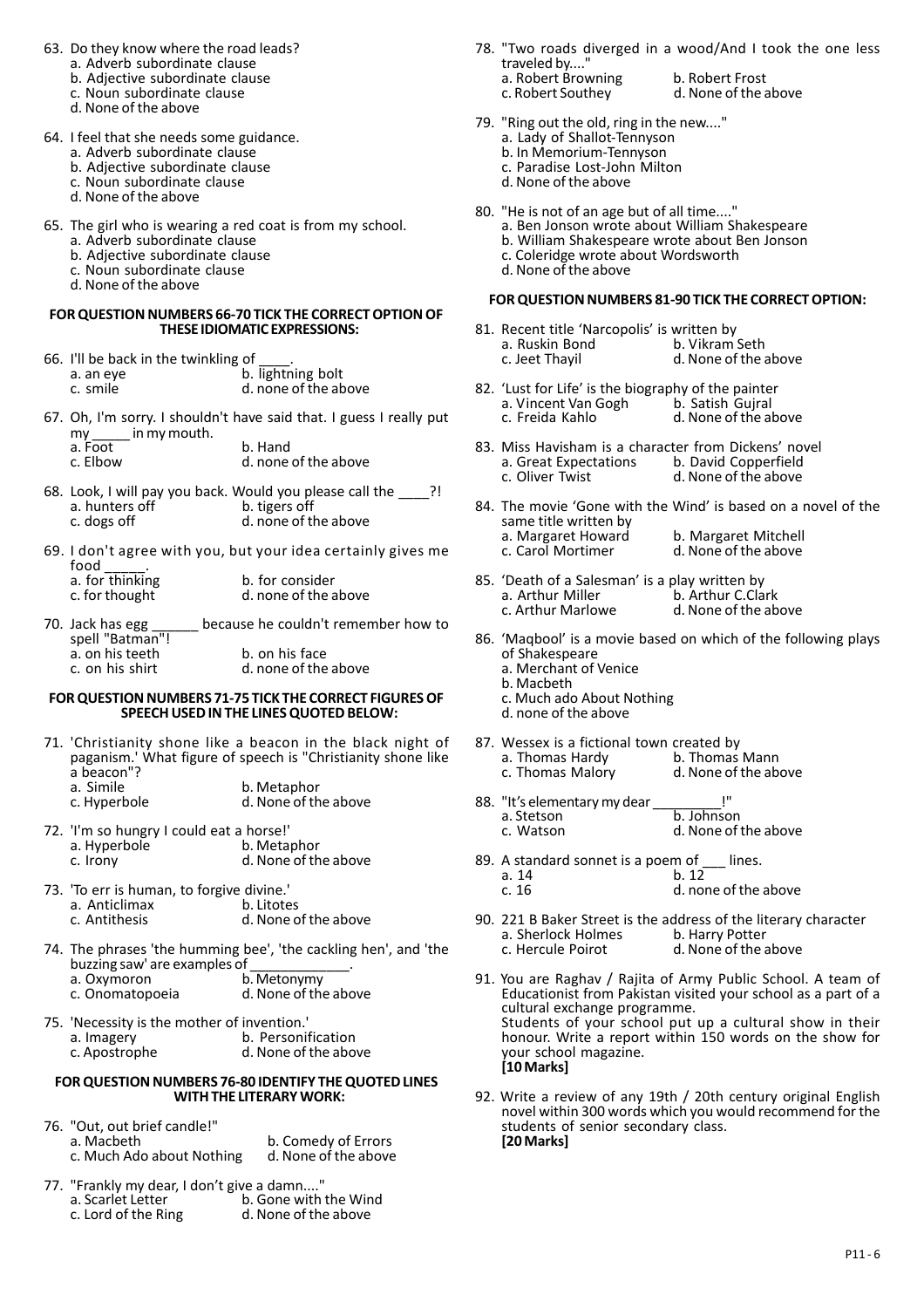63. Do they know where the road leads?
    a. Adverb subordinate clause
    b. Adjective subordinate clause
    c. Noun subordinate clause
    d. None of the above

64. I feel that she needs some guidance.
    a. Adverb subordinate clause
    b. Adjective subordinate clause
    c. Noun subordinate clause
    d. None of the above

65. The girl who is wearing a red coat is from my school.
    a. Adverb subordinate clause
    b. Adjective subordinate clause
    c. Noun subordinate clause
    d. None of the above

**FOR QUESTION NUMBERS 66-70 TICK THE CORRECT OPTION OF THESE IDIOMATIC EXPRESSIONS:**

66. I'll be back in the twinkling of ____.
    a. an eye    b. lightning bolt
    c. smile    d. none of the above

67. Oh, I'm sorry. I shouldn't have said that. I guess I really put my _____ in my mouth.
    a. Foot    b. Hand
    c. Elbow    d. none of the above

68. Look, I will pay you back. Would you please call the ____?!
    a. hunters off    b. tigers off
    c. dogs off    d. none of the above

69. I don't agree with you, but your idea certainly gives me food _____.
    a. for thinking    b. for consider
    c. for thought    d. none of the above

70. Jack has egg ______ because he couldn't remember how to spell "Batman"!
    a. on his teeth    b. on his face
    c. on his shirt    d. none of the above

**FOR QUESTION NUMBERS 71-75 TICK THE CORRECT FIGURES OF SPEECH USED IN THE LINES QUOTED BELOW:**

71. 'Christianity shone like a beacon in the black night of paganism.' What figure of speech is "Christianity shone like a beacon"?
    a. Simile    b. Metaphor
    c. Hyperbole    d. None of the above

72. 'I'm so hungry I could eat a horse!'
    a. Hyperbole    b. Metaphor
    c. Irony    d. None of the above

73. 'To err is human, to forgive divine.'
    a. Anticlimax    b. Litotes
    c. Antithesis    d. None of the above

74. The phrases 'the humming bee', 'the cackling hen', and 'the buzzing saw' are examples of _____________.
    a. Oxymoron    b. Metonymy
    c. Onomatopoeia    d. None of the above

75. 'Necessity is the mother of invention.'
    a. Imagery    b. Personification
    c. Apostrophe    d. None of the above

**FOR QUESTION NUMBERS 76-80 IDENTIFY THE QUOTED LINES WITH THE LITERARY WORK:**

76. "Out, out brief candle!"
    a. Macbeth    b. Comedy of Errors
    c. Much Ado about Nothing    d. None of the above

77. "Frankly my dear, I don't give a damn...."
    a. Scarlet Letter    b. Gone with the Wind
    c. Lord of the Ring    d. None of the above

78. "Two roads diverged in a wood/And I took the one less traveled by...."
    a. Robert Browning    b. Robert Frost
    c. Robert Southey    d. None of the above

79. "Ring out the old, ring in the new...."
    a. Lady of Shallot-Tennyson
    b. In Memorium-Tennyson
    c. Paradise Lost-John Milton
    d. None of the above

80. "He is not of an age but of all time...."
    a. Ben Jonson wrote about William Shakespeare
    b. William Shakespeare wrote about Ben Jonson
    c. Coleridge wrote about Wordsworth
    d. None of the above

**FOR QUESTION NUMBERS 81-90 TICK THE CORRECT OPTION:**

81. Recent title 'Narcopolis' is written by
    a. Ruskin Bond    b. Vikram Seth
    c. Jeet Thayil    d. None of the above

82. 'Lust for Life' is the biography of the painter
    a. Vincent Van Gogh    b. Satish Gujral
    c. Freida Kahlo    d. None of the above

83. Miss Havisham is a character from Dickens' novel
    a. Great Expectations    b. David Copperfield
    c. Oliver Twist    d. None of the above

84. The movie 'Gone with the Wind' is based on a novel of the same title written by
    a. Margaret Howard    b. Margaret Mitchell
    c. Carol Mortimer    d. None of the above

85. 'Death of a Salesman' is a play written by
    a. Arthur Miller    b. Arthur C.Clark
    c. Arthur Marlowe    d. None of the above

86. 'Maqbool' is a movie based on which of the following plays of Shakespeare
    a. Merchant of Venice
    b. Macbeth
    c. Much ado About Nothing
    d. none of the above

87. Wessex is a fictional town created by
    a. Thomas Hardy    b. Thomas Mann
    c. Thomas Malory    d. None of the above

88. "It's elementary my dear _________!"
    a. Stetson    b. Johnson
    c. Watson    d. None of the above

89. A standard sonnet is a poem of ___ lines.
    a. 14    b. 12
    c. 16    d. none of the above

90. 221 B Baker Street is the address of the literary character
    a. Sherlock Holmes    b. Harry Potter
    c. Hercule Poirot    d. None of the above

91. You are Raghav / Rajita of Army Public School. A team of Educationist from Pakistan visited your school as a part of a cultural exchange programme. Students of your school put up a cultural show in their honour. Write a report within 150 words on the show for your school magazine.
    **[10 Marks]**

92. Write a review of any 19th / 20th century original English novel within 300 words which you would recommend for the students of senior secondary class.
    **[20 Marks]**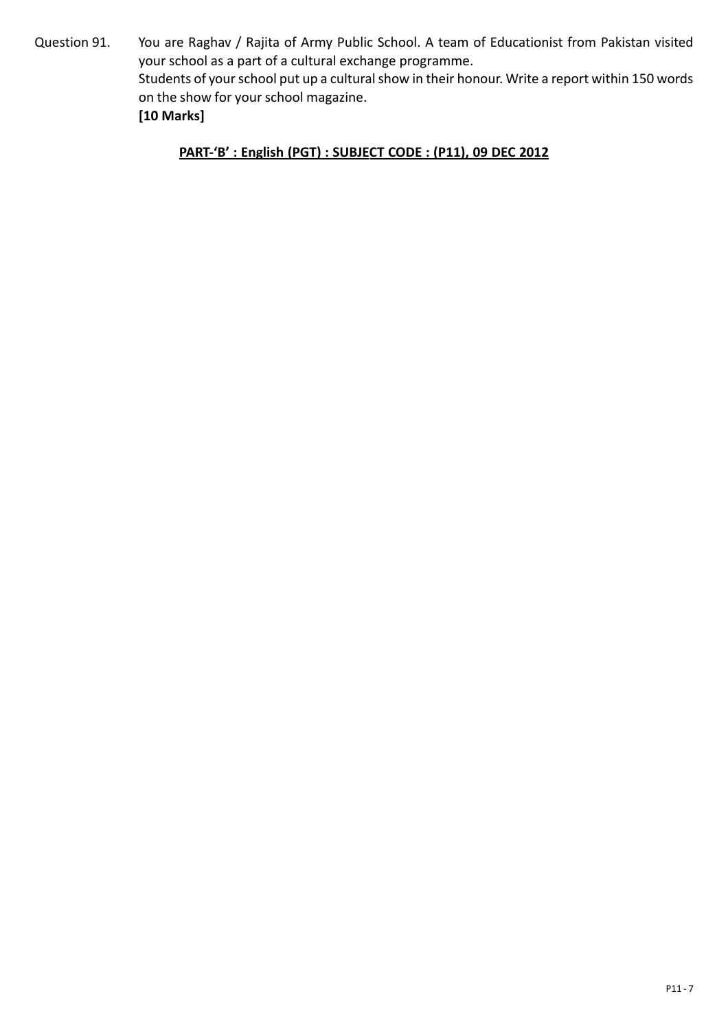Question 91. You are Raghav / Rajita of Army Public School. A team of Educationist from Pakistan visited your school as a part of a cultural exchange programme.
Students of your school put up a cultural show in their honour. Write a report within 150 words on the show for your school magazine.
**[10 Marks]**

**PART-'B' : English (PGT) : SUBJECT CODE : (P11), 09 DEC 2012**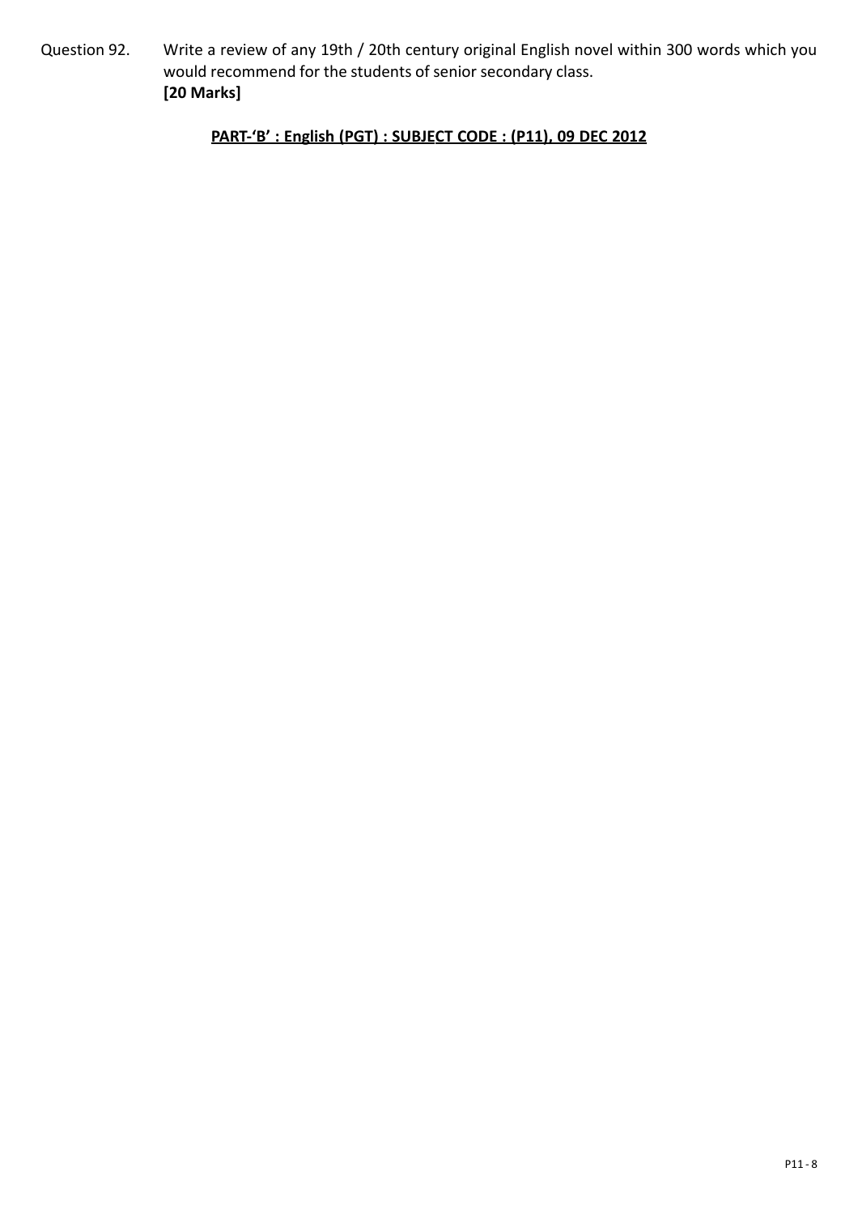Question 92. Write a review of any 19th / 20th century original English novel within 300 words which you would recommend for the students of senior secondary class.
**[20 Marks]**

**PART-'B' : English (PGT) : SUBJECT CODE : (P11), 09 DEC 2012**